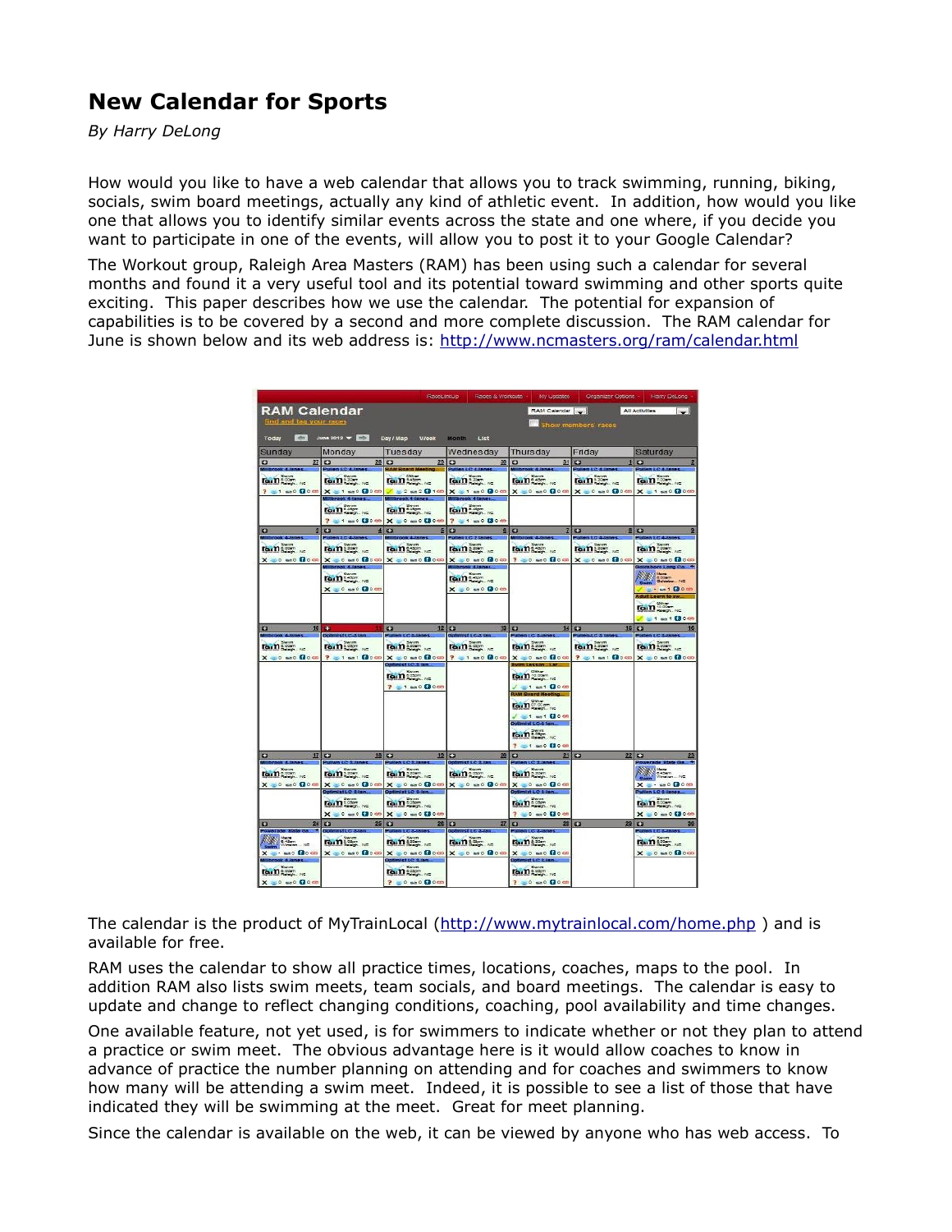# New Calendar for Sports

*By Harry DeLong*

How would you like to have a web calendar that allows you to track swimming, running, biking, socials, swim board meetings, actually any kind of athletic event. In addition, how would you like one that allows you to identify similar events across the state and one where, if you decide you want to participate in one of the events, will allow you to post it to your Google Calendar?

The Workout group, Raleigh Area Masters (RAM) has been using such a calendar for several months and found it a very useful tool and its potential toward swimming and other sports quite exciting. This paper describes how we use the calendar. The potential for expansion of capabilities is to be covered by a second and more complete discussion. The RAM calendar for June is shown below and its web address is: http://www.ncmasters.org/ram/calendar.html

The calendar is the product of MyTrainLocal (http://www.mytrainlocal.com/home.php ) and is available for free.

RAM uses the calendar to show all practice times, locations, coaches, maps to the pool. In addition RAM also lists swim meets, team socials, and board meetings. The calendar is easy to update and change to reflect changing conditions, coaching, pool availability and time changes.

One available feature, not yet used, is for swimmers to indicate whether or not they plan to attend a practice or swim meet. The obvious advantage here is it would allow coaches to know in advance of practice the number planning on attending and for coaches and swimmers to know how many will be attending a swim meet. Indeed, it is possible to see a list of those that have indicated they will be swimming at the meet. Great for meet planning.

Since the calendar is available on the web, it can be viewed by anyone who has web access. To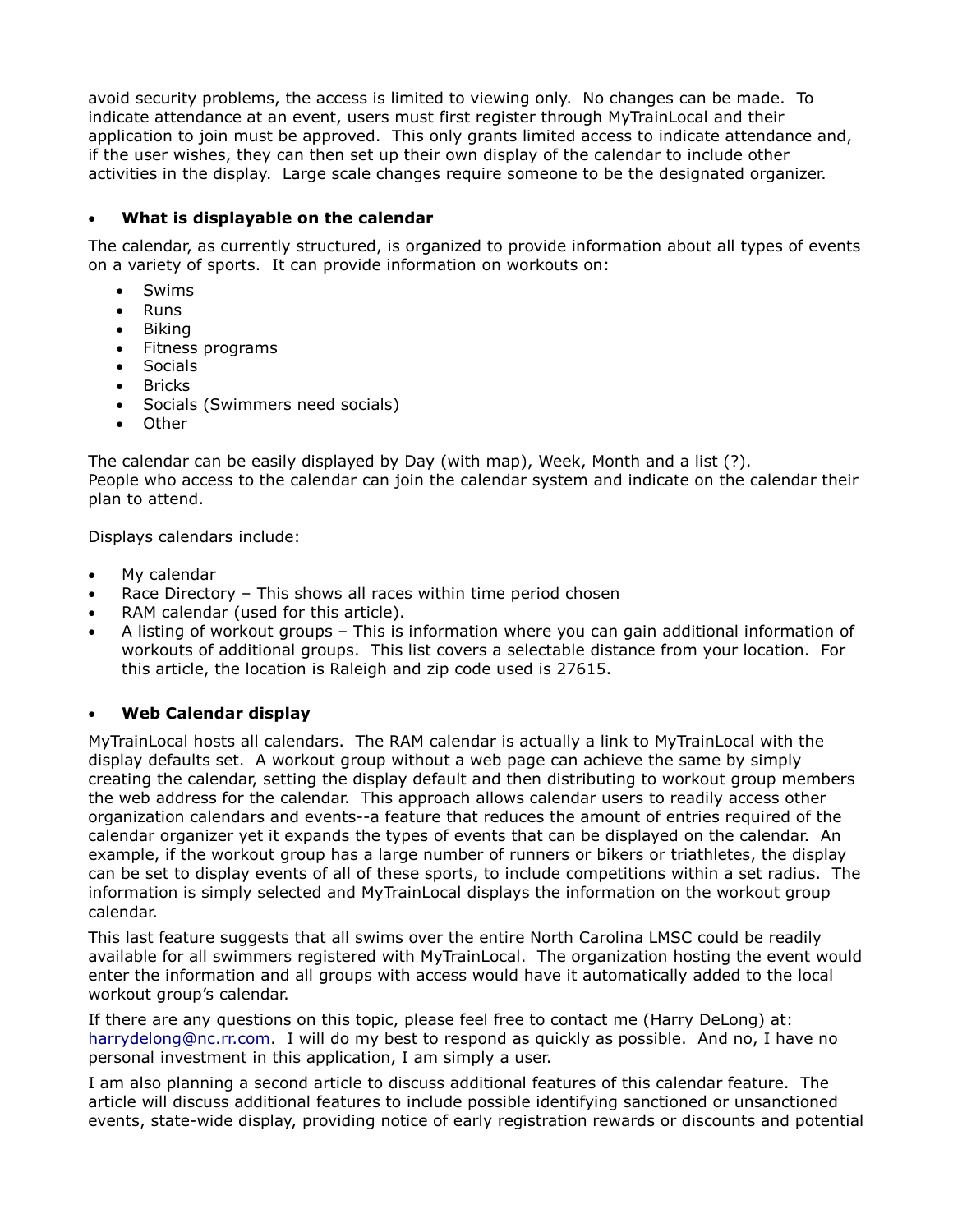avoid security problems, the access is limited to viewing only. No changes can be made. To indicate attendance at an event, users must first register through MyTrainLocal and their application to join must be approved. This only grants limited access to indicate attendance and, if the user wishes, they can then set up their own display of the calendar to include other activities in the display. Large scale changes require someone to be the designated organizer.

- **What is displayable on the calendar**

The calendar, as currently structured, is organized to provide information about all types of events on a variety of sports. It can provide information on workouts on:

- Swims
- Runs
- Biking
- Fitness programs
- Socials
- Bricks
- Socials (Swimmers need socials)
- Other

The calendar can be easily displayed by Day (with map), Week, Month and a list (?).
People who access to the calendar can join the calendar system and indicate on the calendar their plan to attend.

Displays calendars include:

- My calendar
- Race Directory – This shows all races within time period chosen
- RAM calendar (used for this article).
- A listing of workout groups – This is information where you can gain additional information of workouts of additional groups. This list covers a selectable distance from your location. For this article, the location is Raleigh and zip code used is 27615.

- **Web Calendar display**

MyTrainLocal hosts all calendars. The RAM calendar is actually a link to MyTrainLocal with the display defaults set. A workout group without a web page can achieve the same by simply creating the calendar, setting the display default and then distributing to workout group members the web address for the calendar. This approach allows calendar users to readily access other organization calendars and events--a feature that reduces the amount of entries required of the calendar organizer yet it expands the types of events that can be displayed on the calendar. An example, if the workout group has a large number of runners or bikers or triathletes, the display can be set to display events of all of these sports, to include competitions within a set radius. The information is simply selected and MyTrainLocal displays the information on the workout group calendar.

This last feature suggests that all swims over the entire North Carolina LMSC could be readily available for all swimmers registered with MyTrainLocal. The organization hosting the event would enter the information and all groups with access would have it automatically added to the local workout group's calendar.

If there are any questions on this topic, please feel free to contact me (Harry DeLong) at: harrydelong@nc.rr.com. I will do my best to respond as quickly as possible. And no, I have no personal investment in this application, I am simply a user.

I am also planning a second article to discuss additional features of this calendar feature. The article will discuss additional features to include possible identifying sanctioned or unsanctioned events, state-wide display, providing notice of early registration rewards or discounts and potential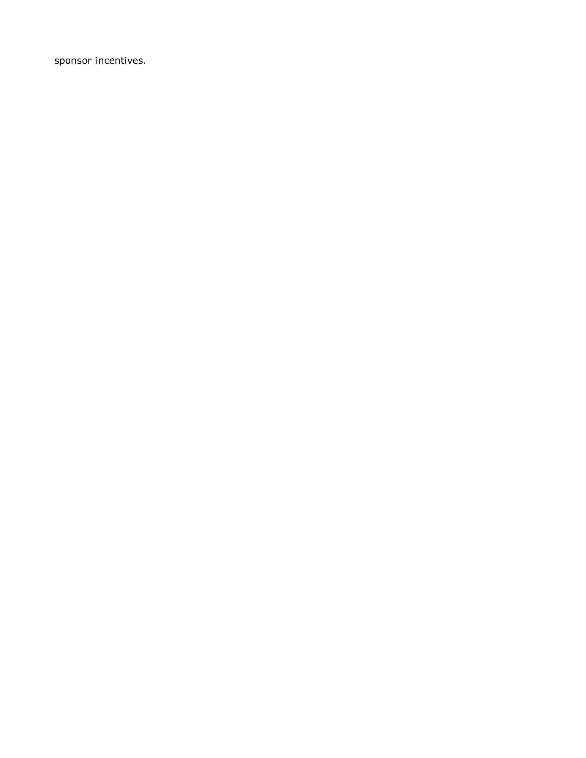sponsor incentives.